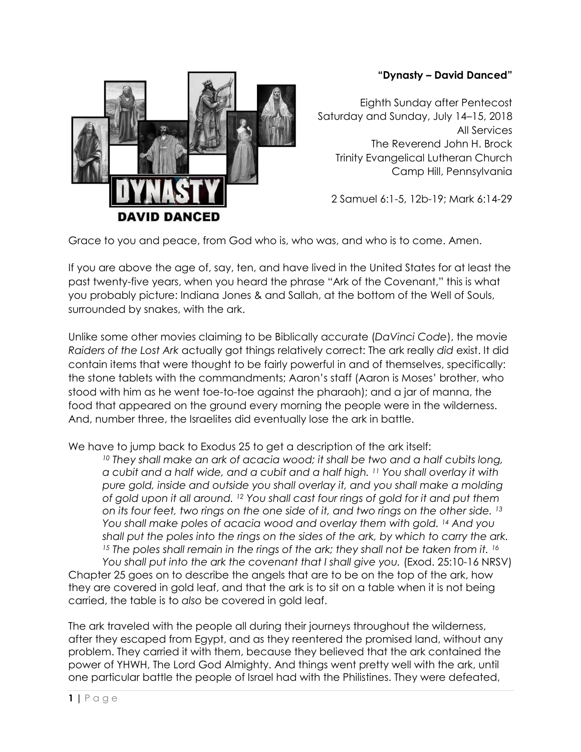**"Dynasty – David Danced"**

Eighth Sunday after Pentecost
Saturday and Sunday, July 14–15, 2018
All Services
The Reverend John H. Brock
Trinity Evangelical Lutheran Church
Camp Hill, Pennsylvania

2 Samuel 6:1-5, 12b-19; Mark 6:14-29

Grace to you and peace, from God who is, who was, and who is to come. Amen.

If you are above the age of, say, ten, and have lived in the United States for at least the past twenty-five years, when you heard the phrase "Ark of the Covenant," this is what you probably picture: Indiana Jones & and Sallah, at the bottom of the Well of Souls, surrounded by snakes, with the ark.

Unlike some other movies claiming to be Biblically accurate (*DaVinci Code*), the movie *Raiders of the Lost Ark* actually got things relatively correct: The ark really *did* exist. It did contain items that were thought to be fairly powerful in and of themselves, specifically: the stone tablets with the commandments; Aaron's staff (Aaron is Moses' brother, who stood with him as he went toe-to-toe against the pharaoh); and a jar of manna, the food that appeared on the ground every morning the people were in the wilderness. And, number three, the Israelites did eventually lose the ark in battle.

We have to jump back to Exodus 25 to get a description of the ark itself:

> [10] *They shall make an ark of acacia wood; it shall be two and a half cubits long, a cubit and a half wide, and a cubit and a half high.* [11] *You shall overlay it with pure gold, inside and outside you shall overlay it, and you shall make a molding of gold upon it all around.* [12] *You shall cast four rings of gold for it and put them on its four feet, two rings on the one side of it, and two rings on the other side.* [13] *You shall make poles of acacia wood and overlay them with gold.* [14] *And you shall put the poles into the rings on the sides of the ark, by which to carry the ark.* [15] *The poles shall remain in the rings of the ark; they shall not be taken from it.* [16] *You shall put into the ark the covenant that I shall give you.* (Exod. 25:10-16 NRSV)

Chapter 25 goes on to describe the angels that are to be on the top of the ark, how they are covered in gold leaf, and that the ark is to sit on a table when it is not being carried, the table is to *also* be covered in gold leaf.

The ark traveled with the people all during their journeys throughout the wilderness, after they escaped from Egypt, and as they reentered the promised land, without any problem. They carried it with them, because they believed that the ark contained the power of YHWH, The Lord God Almighty. And things went pretty well with the ark, until one particular battle the people of Israel had with the Philistines. They were defeated,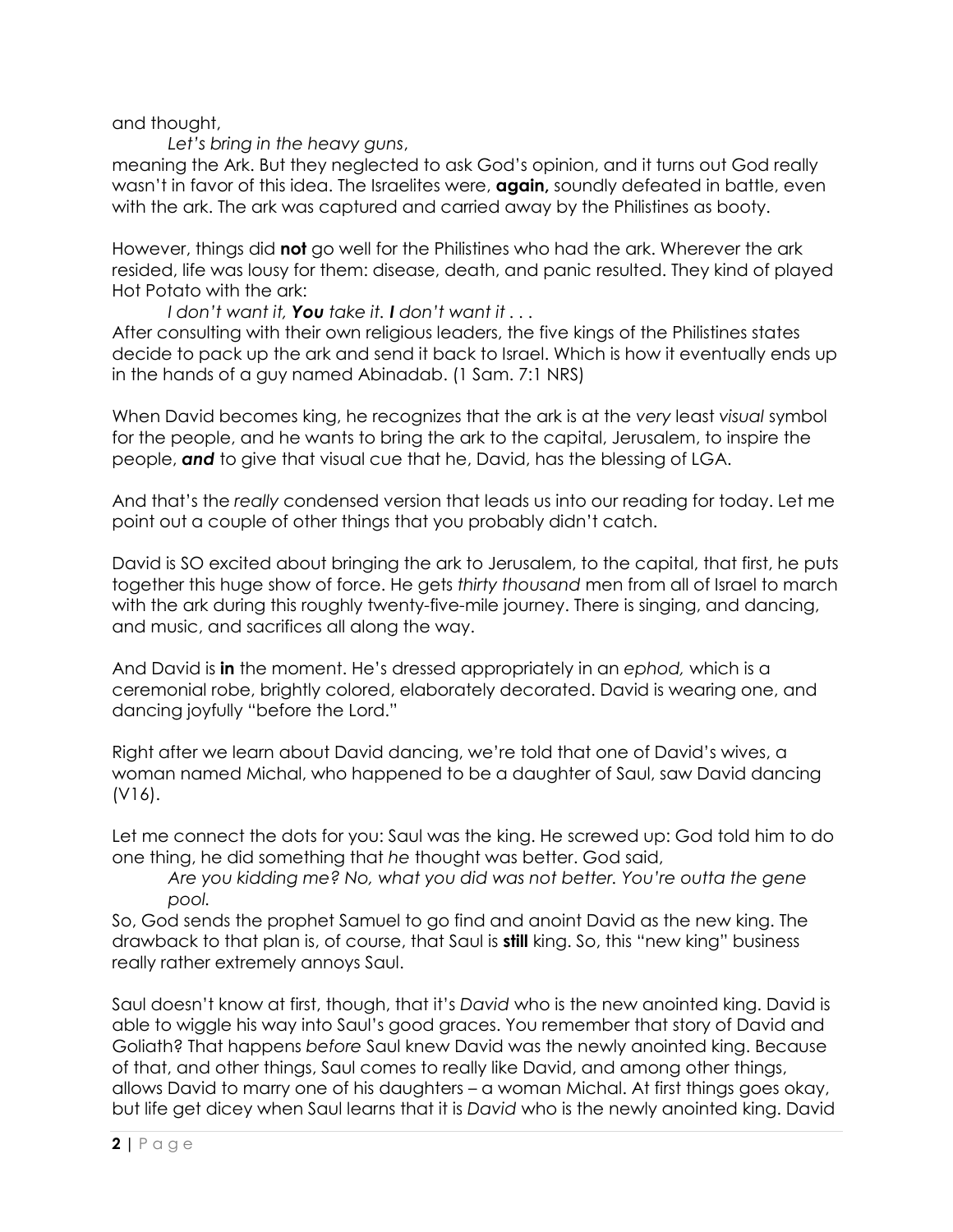and thought,

*Let's bring in the heavy guns*,

meaning the Ark. But they neglected to ask God's opinion, and it turns out God really wasn't in favor of this idea. The Israelites were, **again,** soundly defeated in battle, even with the ark. The ark was captured and carried away by the Philistines as booty.

However, things did **not** go well for the Philistines who had the ark. Wherever the ark resided, life was lousy for them: disease, death, and panic resulted. They kind of played Hot Potato with the ark:

*I don't want it, **You** take it. **I** don't want it . . .*

After consulting with their own religious leaders, the five kings of the Philistines states decide to pack up the ark and send it back to Israel. Which is how it eventually ends up in the hands of a guy named Abinadab. (1 Sam. 7:1 NRS)

When David becomes king, he recognizes that the ark is at the *very* least *visual* symbol for the people, and he wants to bring the ark to the capital, Jerusalem, to inspire the people, ***and*** to give that visual cue that he, David, has the blessing of LGA.

And that's the *really* condensed version that leads us into our reading for today. Let me point out a couple of other things that you probably didn't catch.

David is SO excited about bringing the ark to Jerusalem, to the capital, that first, he puts together this huge show of force. He gets *thirty thousand* men from all of Israel to march with the ark during this roughly twenty-five-mile journey. There is singing, and dancing, and music, and sacrifices all along the way.

And David is **in** the moment. He's dressed appropriately in an *ephod,* which is a ceremonial robe, brightly colored, elaborately decorated. David is wearing one, and dancing joyfully "before the Lord."

Right after we learn about David dancing, we're told that one of David's wives, a woman named Michal, who happened to be a daughter of Saul, saw David dancing (V16).

Let me connect the dots for you: Saul was the king. He screwed up: God told him to do one thing, he did something that *he* thought was better. God said,

*Are you kidding me? No, what you did was not better. You're outta the gene pool.*

So, God sends the prophet Samuel to go find and anoint David as the new king. The drawback to that plan is, of course, that Saul is **still** king. So, this "new king" business really rather extremely annoys Saul.

Saul doesn't know at first, though, that it's *David* who is the new anointed king. David is able to wiggle his way into Saul's good graces. You remember that story of David and Goliath? That happens *before* Saul knew David was the newly anointed king. Because of that, and other things, Saul comes to really like David, and among other things, allows David to marry one of his daughters – a woman Michal. At first things goes okay, but life get dicey when Saul learns that it is *David* who is the newly anointed king. David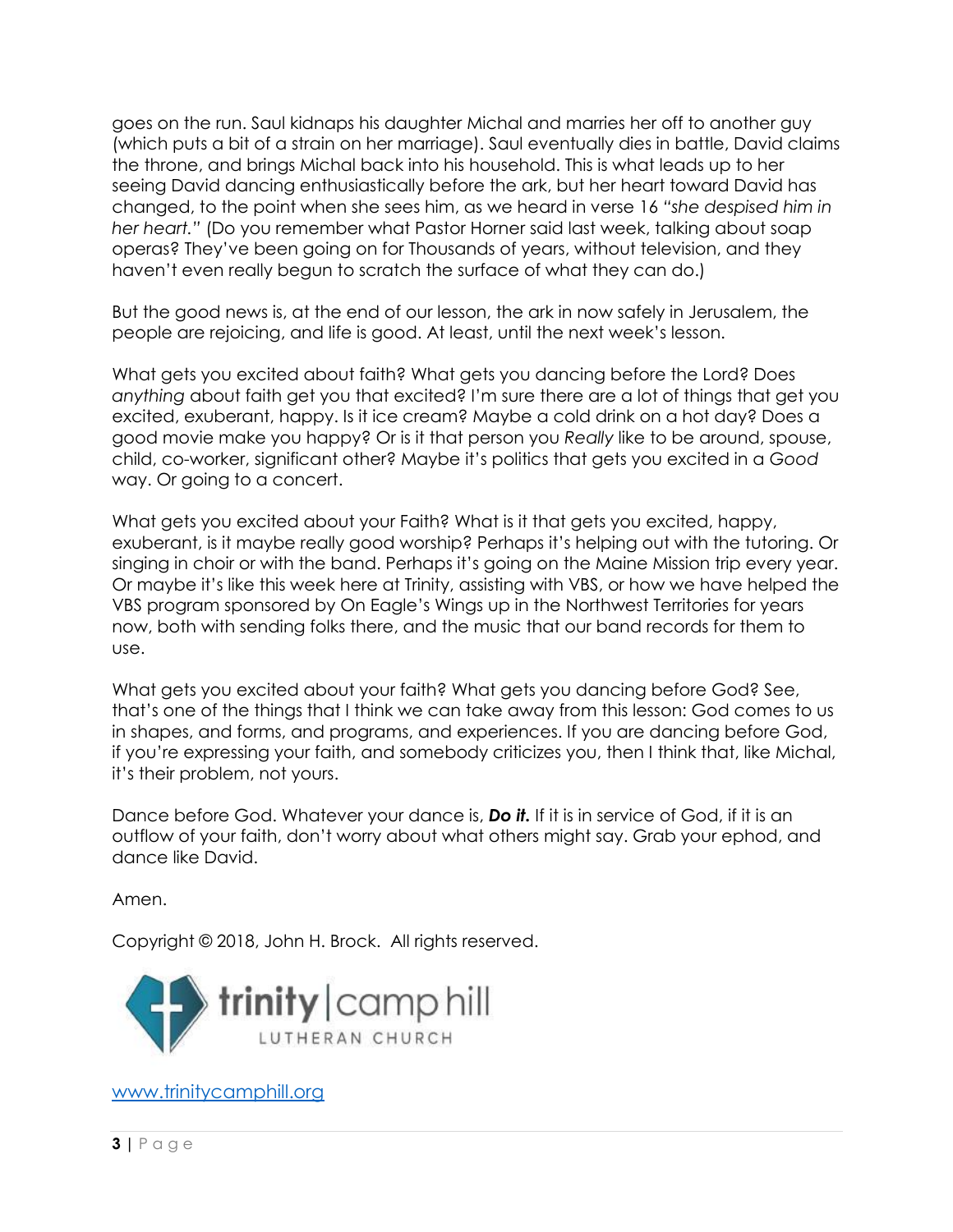goes on the run. Saul kidnaps his daughter Michal and marries her off to another guy (which puts a bit of a strain on her marriage). Saul eventually dies in battle, David claims the throne, and brings Michal back into his household. This is what leads up to her seeing David dancing enthusiastically before the ark, but her heart toward David has changed, to the point when she sees him, as we heard in verse 16 *"she despised him in her heart."* (Do you remember what Pastor Horner said last week, talking about soap operas? They've been going on for Thousands of years, without television, and they haven't even really begun to scratch the surface of what they can do.)

But the good news is, at the end of our lesson, the ark in now safely in Jerusalem, the people are rejoicing, and life is good. At least, until the next week's lesson.

What gets you excited about faith? What gets you dancing before the Lord? Does *anything* about faith get you that excited? I'm sure there are a lot of things that get you excited, exuberant, happy. Is it ice cream? Maybe a cold drink on a hot day? Does a good movie make you happy? Or is it that person you *Really* like to be around, spouse, child, co-worker, significant other? Maybe it's politics that gets you excited in a *Good* way. Or going to a concert.

What gets you excited about your Faith? What is it that gets you excited, happy, exuberant, is it maybe really good worship? Perhaps it's helping out with the tutoring. Or singing in choir or with the band. Perhaps it's going on the Maine Mission trip every year. Or maybe it's like this week here at Trinity, assisting with VBS, or how we have helped the VBS program sponsored by On Eagle's Wings up in the Northwest Territories for years now, both with sending folks there, and the music that our band records for them to use.

What gets you excited about your faith? What gets you dancing before God? See, that's one of the things that I think we can take away from this lesson: God comes to us in shapes, and forms, and programs, and experiences. If you are dancing before God, if you're expressing your faith, and somebody criticizes you, then I think that, like Michal, it's their problem, not yours.

Dance before God. Whatever your dance is, ***Do it.*** If it is in service of God, if it is an outflow of your faith, don't worry about what others might say. Grab your ephod, and dance like David.

Amen.

Copyright © 2018, John H. Brock. All rights reserved.

trinity | camp hill
LUTHERAN CHURCH

www.trinitycamphill.org